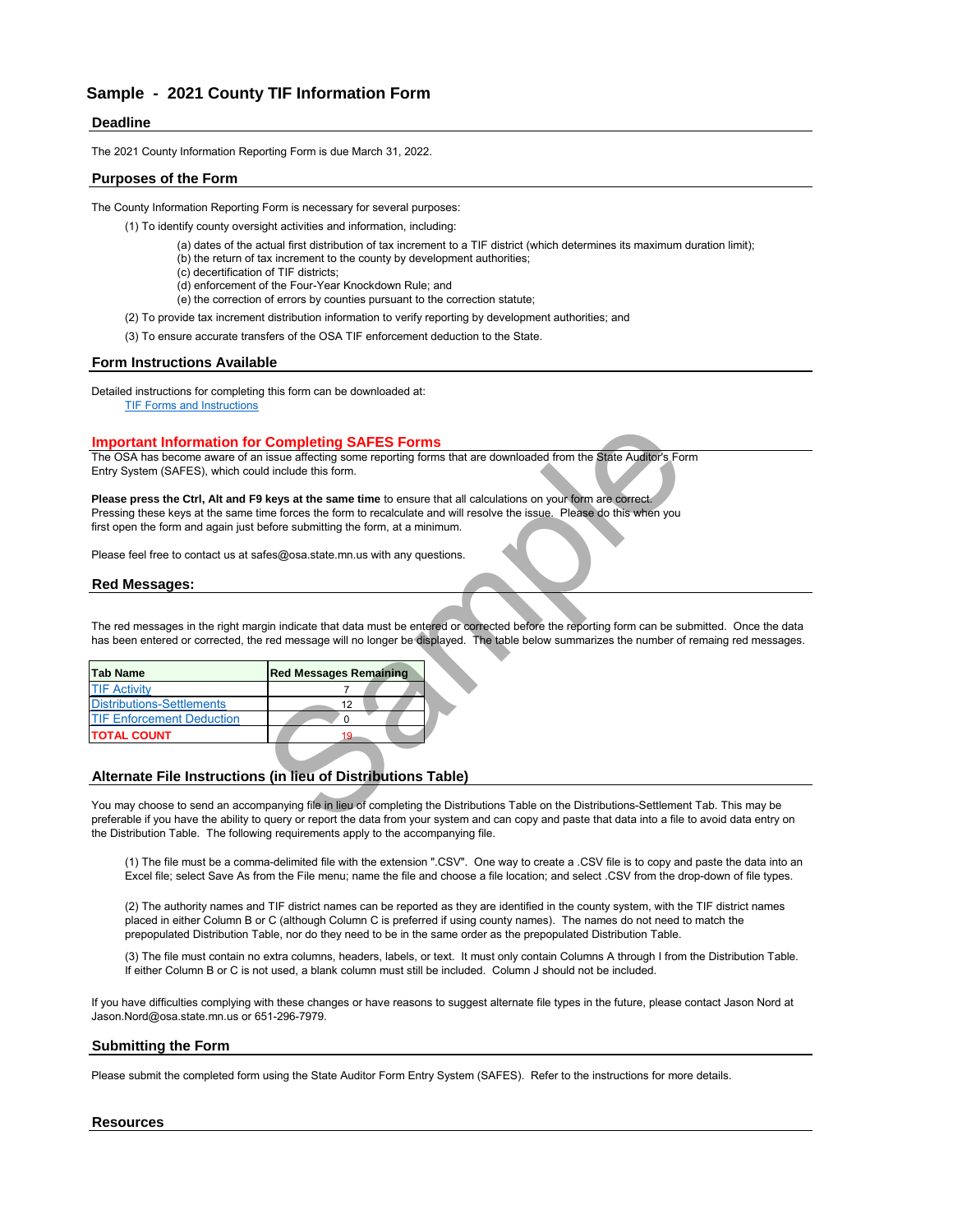# Sample - 2021 County TIF Information Form

## Deadline

The 2021 County Information Reporting Form is due March 31, 2022.

## Purposes of the Form

The County Information Reporting Form is necessary for several purposes:

(1) To identify county oversight activities and information, including:

- (a) dates of the actual first distribution of tax increment to a TIF district (which determines its maximum duration limit);
- (b) the return of tax increment to the county by development authorities;
- (c) decertification of TIF districts;
- (d) enforcement of the Four-Year Knockdown Rule; and
- (e) the correction of errors by counties pursuant to the correction statute;

(2) To provide tax increment distribution information to verify reporting by development authorities; and

(3) To ensure accurate transfers of the OSA TIF enforcement deduction to the State.

## Form Instructions Available

Detailed instructions for completing this form can be downloaded at:

TIF Forms and Instructions

## Important Information for Completing SAFES Forms

The OSA has become aware of an issue affecting some reporting forms that are downloaded from the State Auditor's Form Entry System (SAFES), which could include this form.

**Please press the Ctrl, Alt and F9 keys at the same time** to ensure that all calculations on your form are correct. Pressing these keys at the same time forces the form to recalculate and will resolve the issue. Please do this when you first open the form and again just before submitting the form, at a minimum.

Please feel free to contact us at safes@osa.state.mn.us with any questions.

## Red Messages:

The red messages in the right margin indicate that data must be entered or corrected before the reporting form can be submitted. Once the data has been entered or corrected, the red message will no longer be displayed. The table below summarizes the number of remaing red messages.

| Tab Name | Red Messages Remaining |
|---|---|
| TIF Activity | 7 |
| Distributions-Settlements | 12 |
| TIF Enforcement Deduction | 0 |
| **TOTAL COUNT** | 19 |

## Alternate File Instructions (in lieu of Distributions Table)

You may choose to send an accompanying file in lieu of completing the Distributions Table on the Distributions-Settlement Tab. This may be preferable if you have the ability to query or report the data from your system and can copy and paste that data into a file to avoid data entry on the Distribution Table. The following requirements apply to the accompanying file.

(1) The file must be a comma-delimited file with the extension ".CSV". One way to create a .CSV file is to copy and paste the data into an Excel file; select Save As from the File menu; name the file and choose a file location; and select .CSV from the drop-down of file types.

(2) The authority names and TIF district names can be reported as they are identified in the county system, with the TIF district names placed in either Column B or C (although Column C is preferred if using county names). The names do not need to match the prepopulated Distribution Table, nor do they need to be in the same order as the prepopulated Distribution Table.

(3) The file must contain no extra columns, headers, labels, or text. It must only contain Columns A through I from the Distribution Table. If either Column B or C is not used, a blank column must still be included. Column J should not be included.

If you have difficulties complying with these changes or have reasons to suggest alternate file types in the future, please contact Jason Nord at Jason.Nord@osa.state.mn.us or 651-296-7979.

## Submitting the Form

Please submit the completed form using the State Auditor Form Entry System (SAFES). Refer to the instructions for more details.

## Resources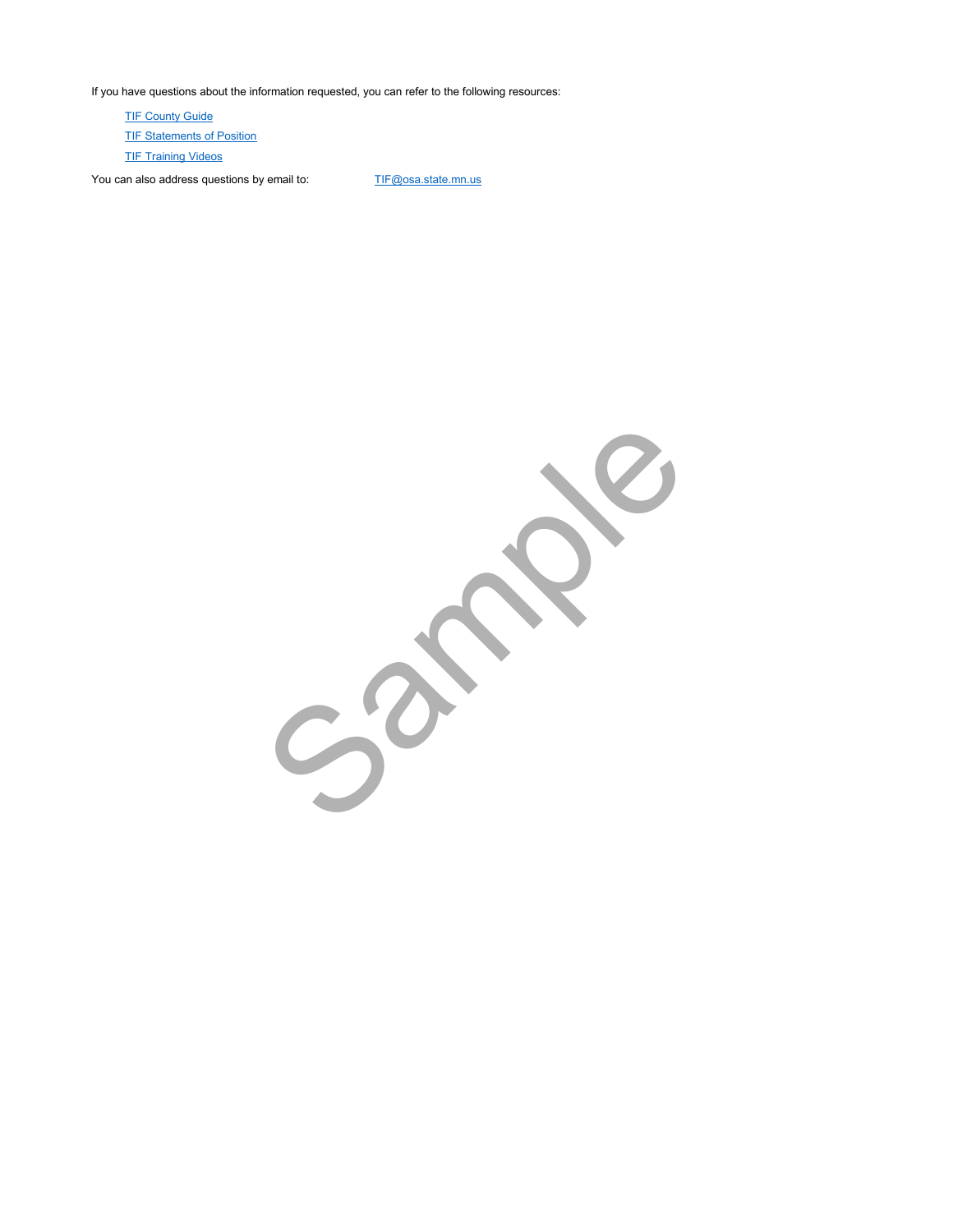If you have questions about the information requested, you can refer to the following resources:

- TIF County Guide
- TIF Statements of Position
- TIF Training Videos

You can also address questions by email to: TIF@osa.state.mn.us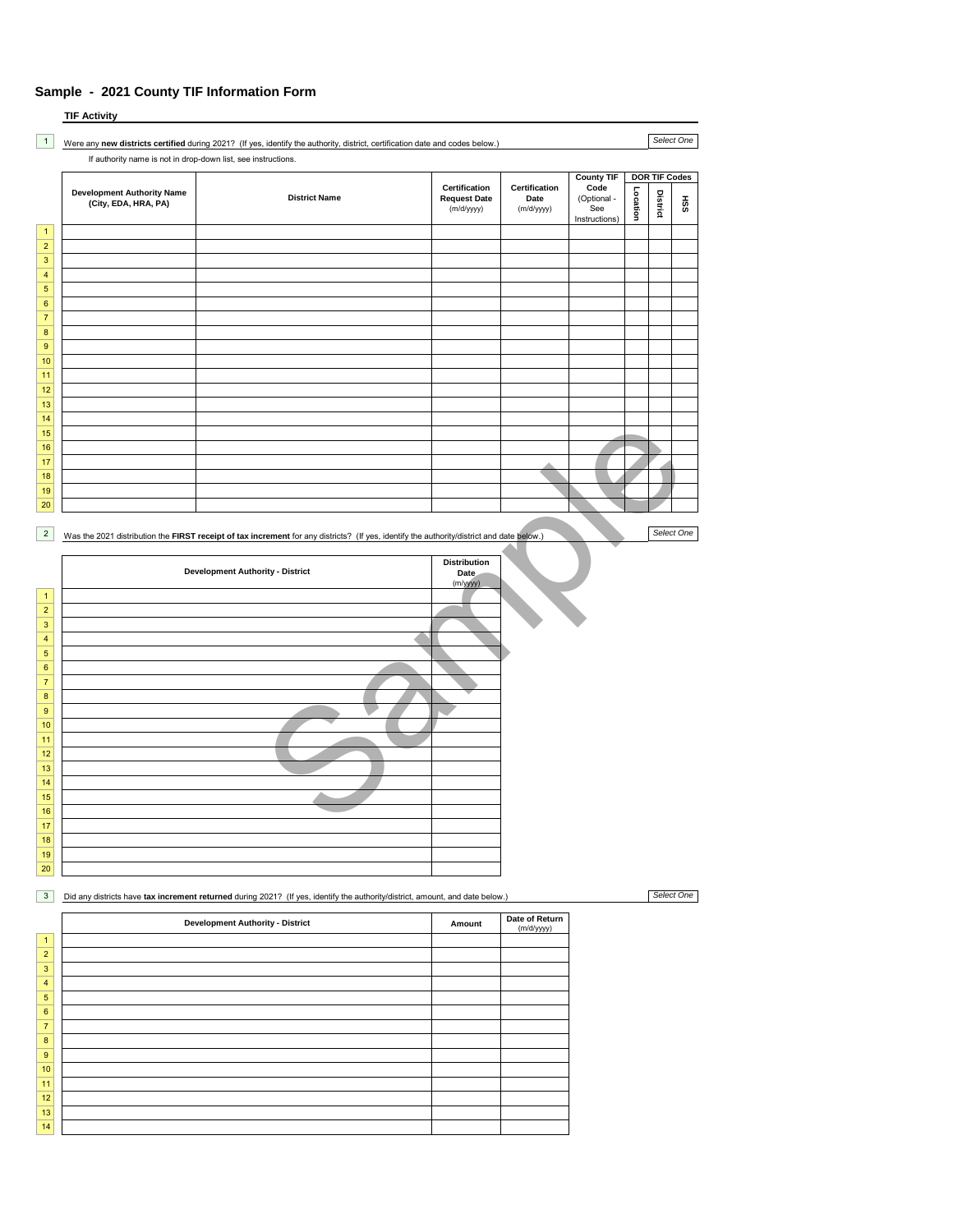# Sample - 2021 County TIF Information Form

**TIF Activity**

1 Were any **new districts certified** during 2021? (If yes, identify the authority, district, certification date and codes below.) *Select One*

If authority name is not in drop-down list, see instructions.

| | Development Authority Name (City, EDA, HRA, PA) | District Name | Certification Request Date (m/d/yyyy) | Certification Date (m/d/yyyy) | County TIF Code (Optional - See Instructions) | DOR TIF Codes | | |
|---|---|---|---|---|---|---|---|---|
| | | | | | | Location | District | HSS |
| 1 | | | | | | | | |
| 2 | | | | | | | | |
| 3 | | | | | | | | |
| 4 | | | | | | | | |
| 5 | | | | | | | | |
| 6 | | | | | | | | |
| 7 | | | | | | | | |
| 8 | | | | | | | | |
| 9 | | | | | | | | |
| 10 | | | | | | | | |
| 11 | | | | | | | | |
| 12 | | | | | | | | |
| 13 | | | | | | | | |
| 14 | | | | | | | | |
| 15 | | | | | | | | |
| 16 | | | | | | | | |
| 17 | | | | | | | | |
| 18 | | | | | | | | |
| 19 | | | | | | | | |
| 20 | | | | | | | | |

2 Was the 2021 distribution the **FIRST receipt of tax increment** for any districts? (If yes, identify the authority/district and date below.) *Select One*

| | Development Authority - District | Distribution Date (m/yyyy) |
|---|---|---|
| 1 | | |
| 2 | | |
| 3 | | |
| 4 | | |
| 5 | | |
| 6 | | |
| 7 | | |
| 8 | | |
| 9 | | |
| 10 | | |
| 11 | | |
| 12 | | |
| 13 | | |
| 14 | | |
| 15 | | |
| 16 | | |
| 17 | | |
| 18 | | |
| 19 | | |
| 20 | | |

3 Did any districts have **tax increment returned** during 2021? (If yes, identify the authority/district, amount, and date below.) *Select One*

| | Development Authority - District | Amount | Date of Return (m/d/yyyy) |
|---|---|---|---|
| 1 | | | |
| 2 | | | |
| 3 | | | |
| 4 | | | |
| 5 | | | |
| 6 | | | |
| 7 | | | |
| 8 | | | |
| 9 | | | |
| 10 | | | |
| 11 | | | |
| 12 | | | |
| 13 | | | |
| 14 | | | |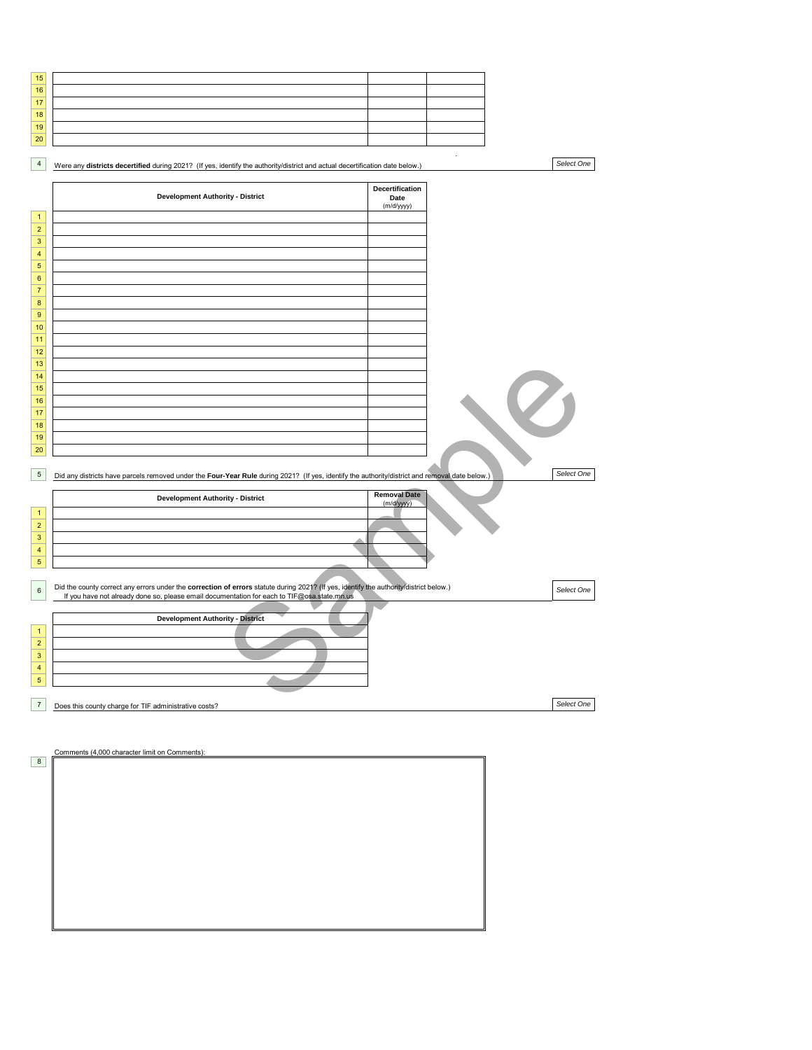| # | | | |
|---|---|---|---|
| 15 | | | |
| 16 | | | |
| 17 | | | |
| 18 | | | |
| 19 | | | |
| 20 | | | |

**4** Were any **districts decertified** during 2021? (If yes, identify the authority/district and actual decertification date below.) *Select One*

| # | Development Authority - District | Decertification Date (m/d/yyyy) |
|---|---|---|
| 1 | | |
| 2 | | |
| 3 | | |
| 4 | | |
| 5 | | |
| 6 | | |
| 7 | | |
| 8 | | |
| 9 | | |
| 10 | | |
| 11 | | |
| 12 | | |
| 13 | | |
| 14 | | |
| 15 | | |
| 16 | | |
| 17 | | |
| 18 | | |
| 19 | | |
| 20 | | |

**5** Did any districts have parcels removed under the **Four-Year Rule** during 2021? (If yes, identify the authority/district and removal date below.) *Select One*

| # | Development Authority - District | Removal Date (m/d/yyyy) |
|---|---|---|
| 1 | | |
| 2 | | |
| 3 | | |
| 4 | | |
| 5 | | |

**6** Did the county correct any errors under the **correction of errors** statute during 2021? (If yes, identify the authority/district below.) If you have not already done so, please email documentation for each to TIF@osa.state.mn.us *Select One*

| # | Development Authority - District |
|---|---|
| 1 | |
| 2 | |
| 3 | |
| 4 | |
| 5 | |

**7** Does this county charge for TIF administrative costs? *Select One*

**8** Comments (4,000 character limit on Comments):

Sample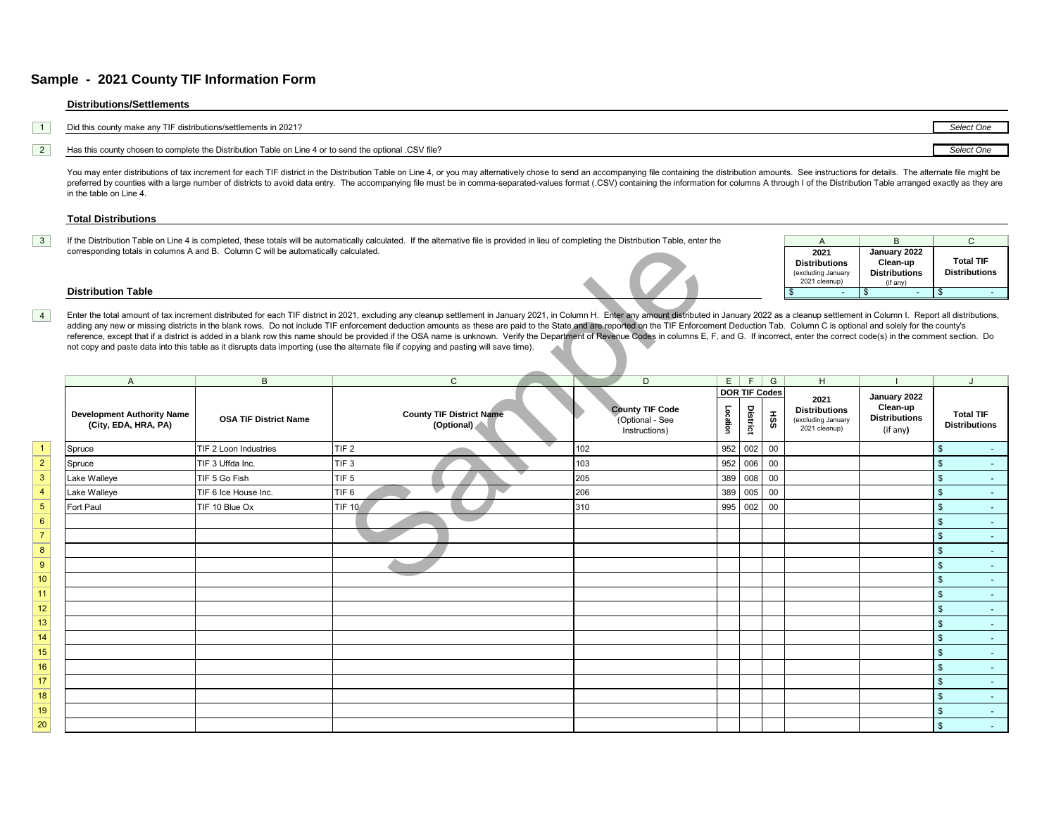# Sample - 2021 County TIF Information Form

## Distributions/Settlements

1 Did this county make any TIF distributions/settlements in 2021? *Select One*

2 Has this county chosen to complete the Distribution Table on Line 4 or to send the optional .CSV file? *Select One*

You may enter distributions of tax increment for each TIF district in the Distribution Table on Line 4, or you may alternatively chose to send an accompanying file containing the distribution amounts. See instructions for details. The alternate file might be preferred by counties with a large number of districts to avoid data entry. The accompanying file must be in comma-separated-values format (.CSV) containing the information for columns A through I of the Distribution Table arranged exactly as they are in the table on Line 4.

## Total Distributions

3 If the Distribution Table on Line 4 is completed, these totals will be automatically calculated. If the alternative file is provided in lieu of completing the Distribution Table, enter the corresponding totals in columns A and B. Column C will be automatically calculated.

| A | B | C |
|---|---|---|
| 2021 Distributions (excluding January 2021 cleanup) | January 2022 Clean-up Distributions (if any) | Total TIF Distributions |
| $ - | $ - | $ - |

## Distribution Table

4 Enter the total amount of tax increment distributed for each TIF district in 2021, excluding any cleanup settlement in January 2021, in Column H. Enter any amount distributed in January 2022 as a cleanup settlement in Column I. Report all distributions, adding any new or missing districts in the blank rows. Do not include TIF enforcement deduction amounts as these are paid to the State and are reported on the TIF Enforcement Deduction Tab. Column C is optional and solely for the county's reference, except that if a district is added in a blank row this name should be provided if the OSA name is unknown. Verify the Department of Revenue Codes in columns E, F, and G. If incorrect, enter the correct code(s) in the comment section. Do not copy and paste data into this table as it disrupts data importing (use the alternate file if copying and pasting will save time).

| | A | B | C | D | E | F | G | H | I | J |
|---|---|---|---|---|---|---|---|---|---|---|
| | | | | | DOR TIF Codes | | | | | |
| | Development Authority Name (City, EDA, HRA, PA) | OSA TIF District Name | County TIF District Name (Optional) | County TIF Code (Optional - See Instructions) | Location | District | HSS | 2021 Distributions (excluding January 2021 cleanup) | January 2022 Clean-up Distributions (if any) | Total TIF Distributions |
| 1 | Spruce | TIF 2 Loon Industries | TIF 2 | 102 | 952 | 002 | 00 | | | $ - |
| 2 | Spruce | TIF 3 Uffda Inc. | TIF 3 | 103 | 952 | 006 | 00 | | | $ - |
| 3 | Lake Walleye | TIF 5 Go Fish | TIF 5 | 205 | 389 | 008 | 00 | | | $ - |
| 4 | Lake Walleye | TIF 6 Ice House Inc. | TIF 6 | 206 | 389 | 005 | 00 | | | $ - |
| 5 | Fort Paul | TIF 10 Blue Ox | TIF 10 | 310 | 995 | 002 | 00 | | | $ - |
| 6 | | | | | | | | | | $ - |
| 7 | | | | | | | | | | $ - |
| 8 | | | | | | | | | | $ - |
| 9 | | | | | | | | | | $ - |
| 10 | | | | | | | | | | $ - |
| 11 | | | | | | | | | | $ - |
| 12 | | | | | | | | | | $ - |
| 13 | | | | | | | | | | $ - |
| 14 | | | | | | | | | | $ - |
| 15 | | | | | | | | | | $ - |
| 16 | | | | | | | | | | $ - |
| 17 | | | | | | | | | | $ - |
| 18 | | | | | | | | | | $ - |
| 19 | | | | | | | | | | $ - |
| 20 | | | | | | | | | | $ - |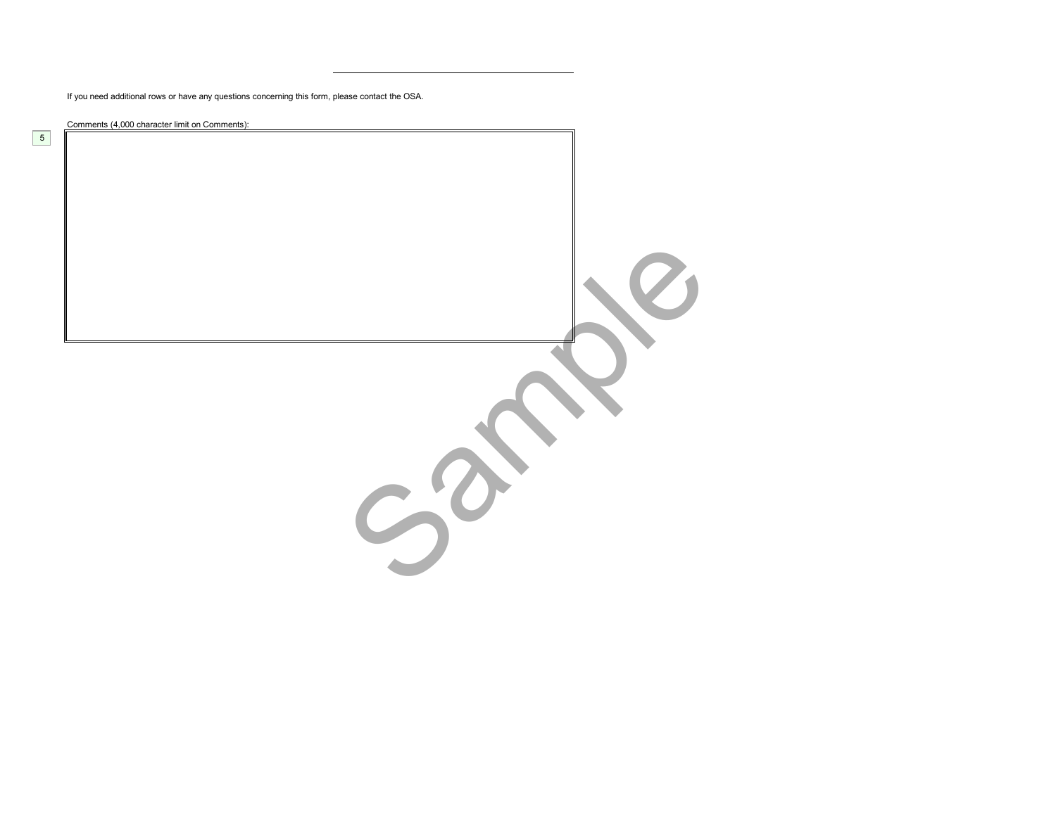If you need additional rows or have any questions concerning this form, please contact the OSA.

Comments (4,000 character limit on Comments):

5

| |
|---|
| |

Sample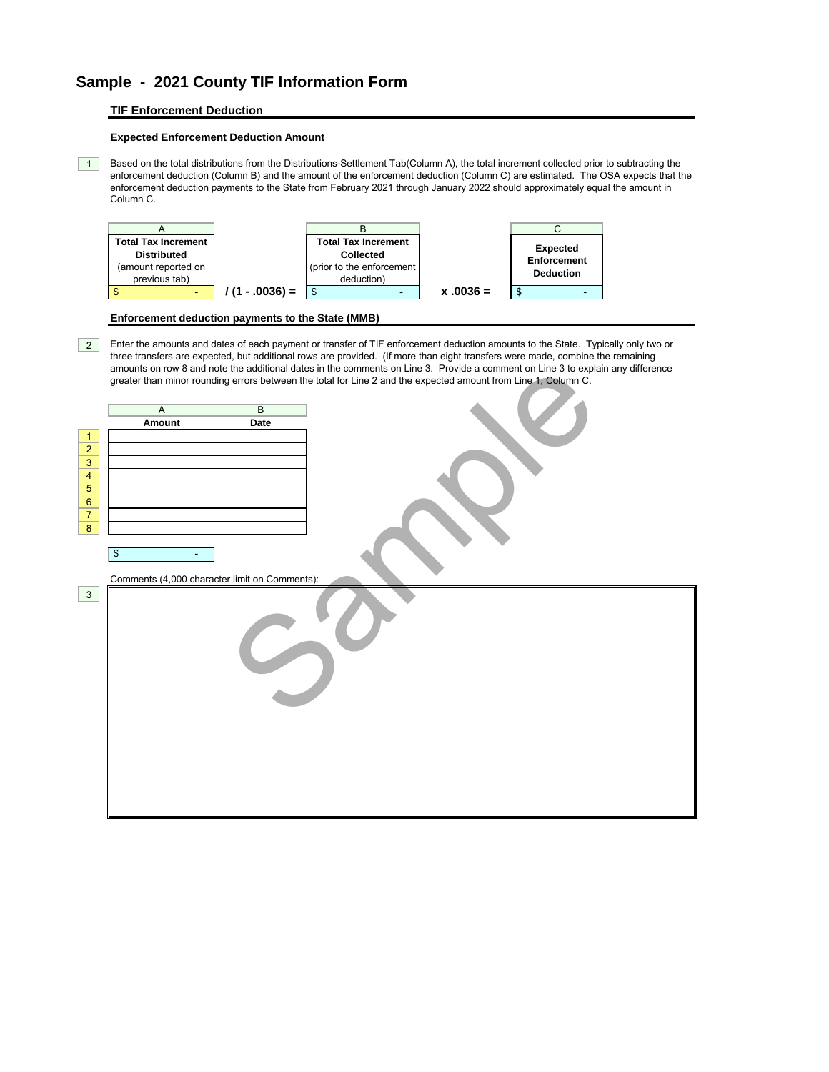# Sample - 2021 County TIF Information Form

## TIF Enforcement Deduction

### Expected Enforcement Deduction Amount

1 Based on the total distributions from the Distributions-Settlement Tab(Column A), the total increment collected prior to subtracting the enforcement deduction (Column B) and the amount of the enforcement deduction (Column C) are estimated. The OSA expects that the enforcement deduction payments to the State from February 2021 through January 2022 should approximately equal the amount in Column C.

| A | | B | | C |
|---|---|---|---|---|
| **Total Tax Increment Distributed** (amount reported on previous tab) | | **Total Tax Increment Collected** (prior to the enforcement deduction) | | **Expected Enforcement Deduction** |
| $ - | **/ (1 - .0036) =** | $ - | **x .0036 =** | $ - |

### Enforcement deduction payments to the State (MMB)

2 Enter the amounts and dates of each payment or transfer of TIF enforcement deduction amounts to the State. Typically only two or three transfers are expected, but additional rows are provided. (If more than eight transfers were made, combine the remaining amounts on row 8 and note the additional dates in the comments on Line 3. Provide a comment on Line 3 to explain any difference greater than minor rounding errors between the total for Line 2 and the expected amount from Line 1, Column C.

| | A | B |
|---|---|---|
| | **Amount** | **Date** |
| 1 | | |
| 2 | | |
| 3 | | |
| 4 | | |
| 5 | | |
| 6 | | |
| 7 | | |
| 8 | | |
| | $ - | |

Comments (4,000 character limit on Comments):

3